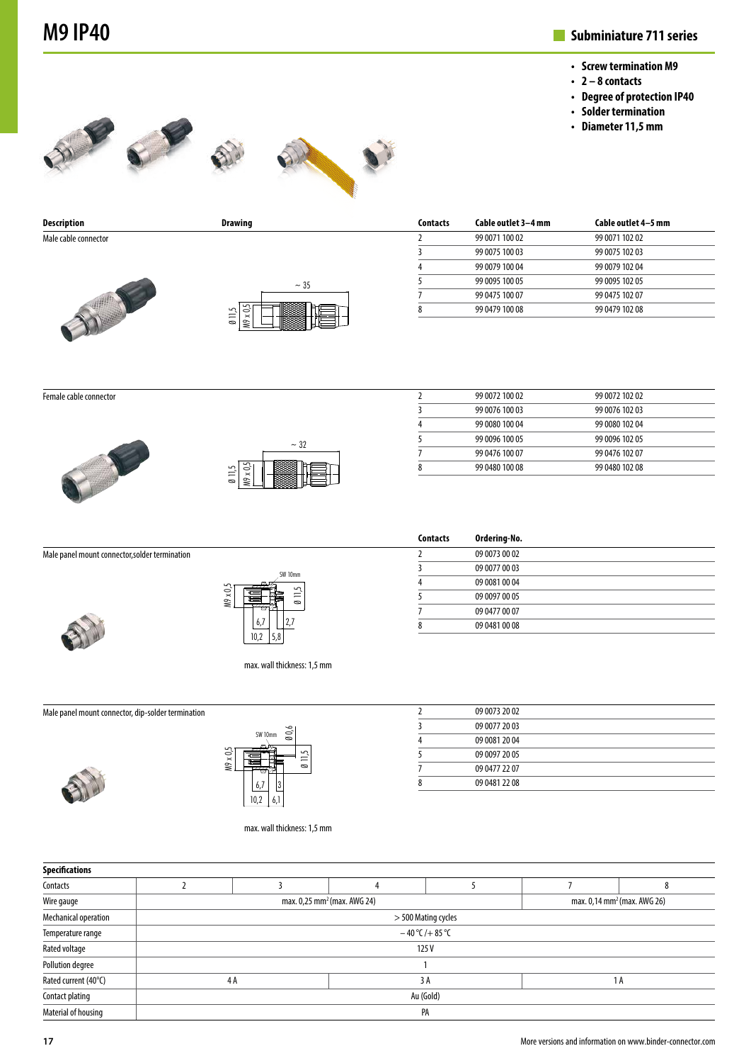# M9 IP40

## Subminiature 711 series

- Screw termination M9
- 2 – 8 contacts
- Degree of protection IP40
- Solder termination
- Diameter 11,5 mm

| Description | Drawing | Contacts | Cable outlet 3–4 mm | Cable outlet 4–5 mm |
|---|---|---|---|---|
| Male cable connector | ~ 35; Ø 11,5; M9 x 0,5 | 2 | 99 0071 100 02 | 99 0071 102 02 |
| | | 3 | 99 0075 100 03 | 99 0075 102 03 |
| | | 4 | 99 0079 100 04 | 99 0079 102 04 |
| | | 5 | 99 0095 100 05 | 99 0095 102 05 |
| | | 7 | 99 0475 100 07 | 99 0475 102 07 |
| | | 8 | 99 0479 100 08 | 99 0479 102 08 |
| Female cable connector | ~ 32; Ø 11,5; M9 x 0,5 | 2 | 99 0072 100 02 | 99 0072 102 02 |
| | | 3 | 99 0076 100 03 | 99 0076 102 03 |
| | | 4 | 99 0080 100 04 | 99 0080 102 04 |
| | | 5 | 99 0096 100 05 | 99 0096 102 05 |
| | | 7 | 99 0476 100 07 | 99 0476 102 07 |
| | | 8 | 99 0480 100 08 | 99 0480 102 08 |

| Description | Drawing | Contacts | Ordering-No. |
|---|---|---|---|
| Male panel mount connector,solder termination | SW 10mm; M9 x 0,5; Ø 11,5; 6,7; 2,7; 10,2; 5,8 | 2 | 09 0073 00 02 |
| | | 3 | 09 0077 00 03 |
| | | 4 | 09 0081 00 04 |
| | | 5 | 09 0097 00 05 |
| | | 7 | 09 0477 00 07 |
| | | 8 | 09 0481 00 08 |
| Male panel mount connector, dip-solder termination | SW 10mm; Ø 0,6; M9 x 0,5; Ø 11,5; 6,7; 3; 10,2; 6,1 | 2 | 09 0073 20 02 |
| | | 3 | 09 0077 20 03 |
| | | 4 | 09 0081 20 04 |
| | | 5 | 09 0097 20 05 |
| | | 7 | 09 0477 22 07 |
| | | 8 | 09 0481 22 08 |

max. wall thickness: 1,5 mm (panel mount connectors)

| Specifications | | | | | | |
|---|---|---|---|---|---|---|
| Contacts | 2 | 3 | 4 | 5 | 7 | 8 |
| Wire gauge | max. 0,25 mm² (max. AWG 24) | | | | max. 0,14 mm² (max. AWG 26) | |
| Mechanical operation | > 500 Mating cycles | | | | | |
| Temperature range | – 40 °C /+ 85 °C | | | | | |
| Rated voltage | 125 V | | | | | |
| Pollution degree | 1 | | | | | |
| Rated current (40°C) | 4 A | | 3 A | | 1 A | |
| Contact plating | Au (Gold) | | | | | |
| Material of housing | PA | | | | | |

More versions and information on www.binder-connector.com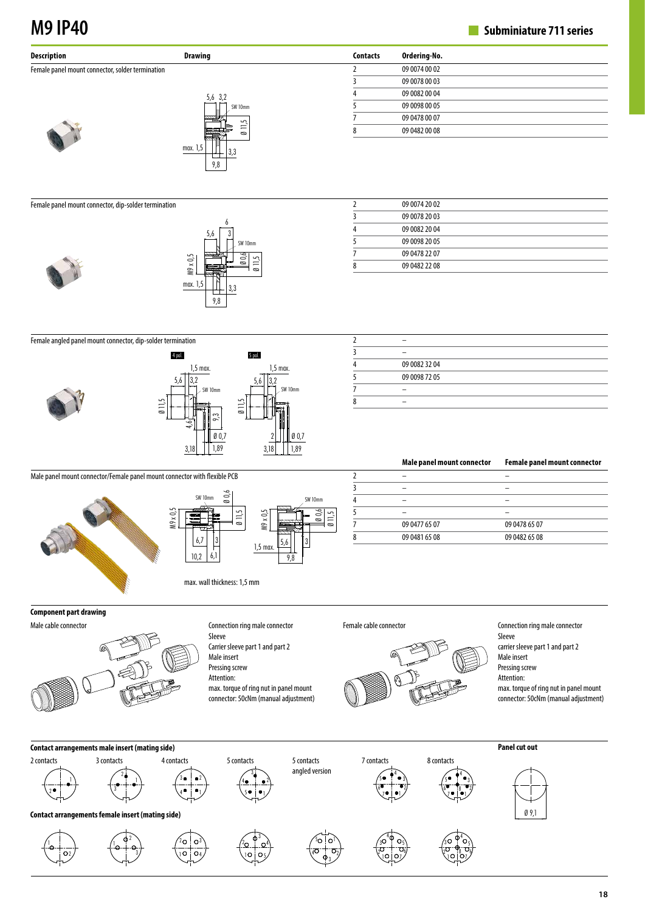# M9 IP40

## Subminiature 711 series

| Description | Drawing | Contacts | Ordering-No. |
|---|---|---|---|
| Female panel mount connector, solder termination | | 2 | 09 0074 00 02 |
| | | 3 | 09 0078 00 03 |
| | | 4 | 09 0082 00 04 |
| | | 5 | 09 0098 00 05 |
| | | 7 | 09 0478 00 07 |
| | | 8 | 09 0482 00 08 |

5,6 3,2
SW 10mm
Ø 11,5
max. 1,5
3,3
9,8

| Description | Drawing | Contacts | Ordering-No. |
|---|---|---|---|
| Female panel mount connector, dip-solder termination | | 2 | 09 0074 20 02 |
| | | 3 | 09 0078 20 03 |
| | | 4 | 09 0082 20 04 |
| | | 5 | 09 0098 20 05 |
| | | 7 | 09 0478 22 07 |
| | | 8 | 09 0482 22 08 |

6
5,6 3
SW 10mm
M9 x 0,5
Ø 0,6
Ø 11,5
max. 1,5
3,3
9,8

| Description | Drawing | Contacts | Ordering-No. |
|---|---|---|---|
| Female angled panel mount connector, dip-solder termination | | 2 | – |
| | | 3 | – |
| | | 4 | 09 0082 32 04 |
| | | 5 | 09 0098 72 05 |
| | | 7 | – |
| | | 8 | – |

4 pol.
1,5 max.
5,6 3,2
SW 10mm
Ø 11,5
4,6
9,3
Ø 0,7
3,18 1,89

5 pol.
1,5 max.
5,6 3,2
SW 10mm
Ø 11,5
2
Ø 0,7
3,18 1,89

| Description | Drawing | Contacts | Male panel mount connector | Female panel mount connector |
|---|---|---|---|---|
| Male panel mount connector/Female panel mount connector with flexible PCB | | 2 | – | – |
| | | 3 | – | – |
| | | 4 | – | – |
| | | 5 | – | – |
| | | 7 | 09 0477 65 07 | 09 0478 65 07 |
| | | 8 | 09 0481 65 08 | 09 0482 65 08 |

SW 10mm
Ø 0,6
M9 x 0,5
Ø 11,5
6,7
3
10,2 6,1

SW 10mm
M9 x 0,5
Ø 0,6
Ø 11,5
1,5 max.
5,6
3
9,8

max. wall thickness: 1,5 mm

### Component part drawing

Male cable connector

Connection ring male connector
Sleeve
Carrier sleeve part 1 and part 2
Male insert
Pressing screw
Attention:
max. torque of ring nut in panel mount connector: 50cNm (manual adjustment)

Female cable connector

Connection ring male connector
Sleeve
carrier sleeve part 1 and part 2
Male insert
Pressing screw
Attention:
max. torque of ring nut in panel mount connector: 50cNm (manual adjustment)

### Contact arrangements male insert (mating side)

2 contacts
3 contacts
4 contacts
5 contacts
5 contacts angled version
7 contacts
8 contacts

### Contact arrangements female insert (mating side)

### Panel cut out

Ø 9,1